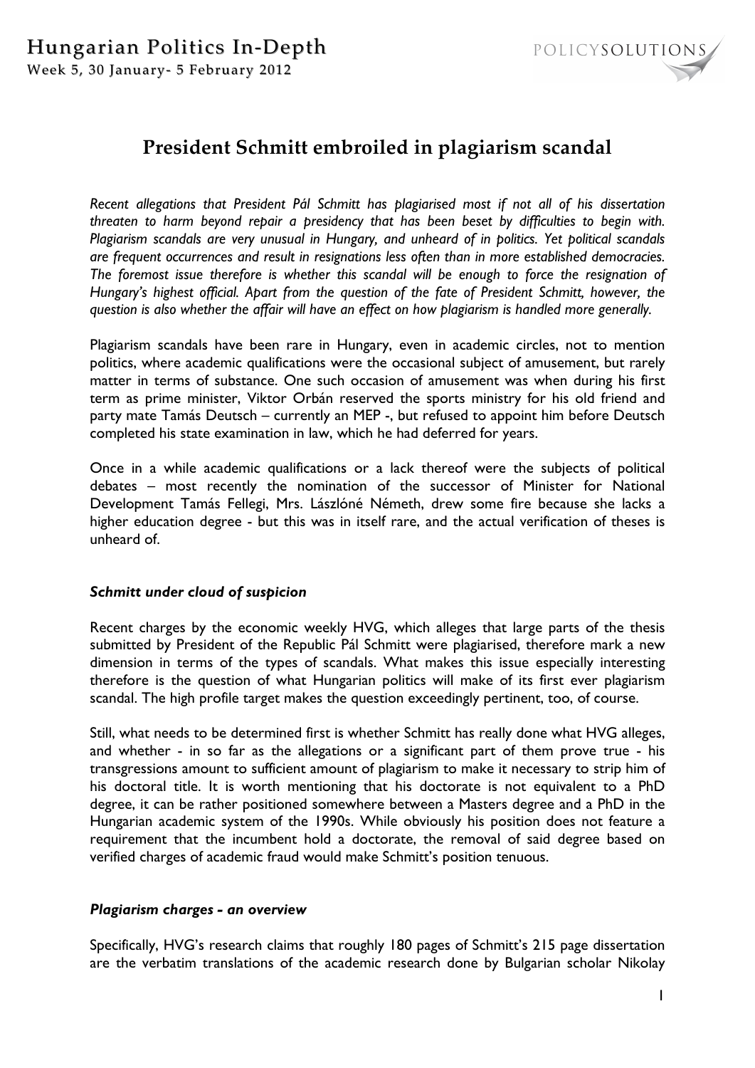# President Schmitt embroiled in plagiarism scandal

*Recent allegations that President Pál Schmitt has plagiarised most if not all of his dissertation threaten to harm beyond repair a presidency that has been beset by difficulties to begin with. Plagiarism scandals are very unusual in Hungary, and unheard of in politics. Yet political scandals are frequent occurrences and result in resignations less often than in more established democracies. The foremost issue therefore is whether this scandal will be enough to force the resignation of Hungary's highest official. Apart from the question of the fate of President Schmitt, however, the question is also whether the affair will have an effect on how plagiarism is handled more generally.*

Plagiarism scandals have been rare in Hungary, even in academic circles, not to mention politics, where academic qualifications were the occasional subject of amusement, but rarely matter in terms of substance. One such occasion of amusement was when during his first term as prime minister, Viktor Orbán reserved the sports ministry for his old friend and party mate Tamás Deutsch – currently an MEP -, but refused to appoint him before Deutsch completed his state examination in law, which he had deferred for years.

Once in a while academic qualifications or a lack thereof were the subjects of political debates – most recently the nomination of the successor of Minister for National Development Tamás Fellegi, Mrs. Lászlóné Németh, drew some fire because she lacks a higher education degree - but this was in itself rare, and the actual verification of theses is unheard of.

### *Schmitt under cloud of suspicion*

Recent charges by the economic weekly HVG, which alleges that large parts of the thesis submitted by President of the Republic Pál Schmitt were plagiarised, therefore mark a new dimension in terms of the types of scandals. What makes this issue especially interesting therefore is the question of what Hungarian politics will make of its first ever plagiarism scandal. The high profile target makes the question exceedingly pertinent, too, of course.

Still, what needs to be determined first is whether Schmitt has really done what HVG alleges, and whether - in so far as the allegations or a significant part of them prove true - his transgressions amount to sufficient amount of plagiarism to make it necessary to strip him of his doctoral title. It is worth mentioning that his doctorate is not equivalent to a PhD degree, it can be rather positioned somewhere between a Masters degree and a PhD in the Hungarian academic system of the 1990s. While obviously his position does not feature a requirement that the incumbent hold a doctorate, the removal of said degree based on verified charges of academic fraud would make Schmitt's position tenuous.

### *Plagiarism charges - an overview*

Specifically, HVG's research claims that roughly 180 pages of Schmitt's 215 page dissertation are the verbatim translations of the academic research done by Bulgarian scholar Nikolay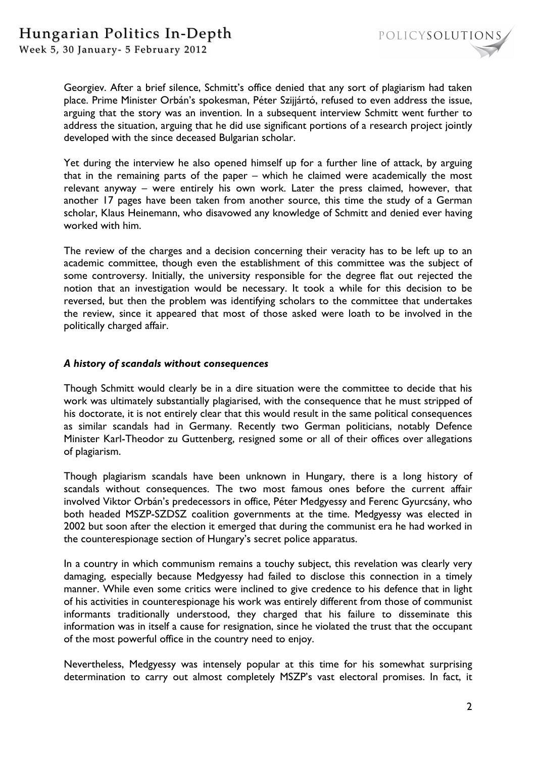Georgiev. After a brief silence, Schmitt's office denied that any sort of plagiarism had taken place. Prime Minister Orbán's spokesman, Péter Szijjártó, refused to even address the issue, arguing that the story was an invention. In a subsequent interview Schmitt went further to address the situation, arguing that he did use significant portions of a research project jointly developed with the since deceased Bulgarian scholar.

Yet during the interview he also opened himself up for a further line of attack, by arguing that in the remaining parts of the paper – which he claimed were academically the most relevant anyway – were entirely his own work. Later the press claimed, however, that another 17 pages have been taken from another source, this time the study of a German scholar, Klaus Heinemann, who disavowed any knowledge of Schmitt and denied ever having worked with him.

The review of the charges and a decision concerning their veracity has to be left up to an academic committee, though even the establishment of this committee was the subject of some controversy. Initially, the university responsible for the degree flat out rejected the notion that an investigation would be necessary. It took a while for this decision to be reversed, but then the problem was identifying scholars to the committee that undertakes the review, since it appeared that most of those asked were loath to be involved in the politically charged affair.

### *A history of scandals without consequences*

Though Schmitt would clearly be in a dire situation were the committee to decide that his work was ultimately substantially plagiarised, with the consequence that he must stripped of his doctorate, it is not entirely clear that this would result in the same political consequences as similar scandals had in Germany. Recently two German politicians, notably Defence Minister Karl-Theodor zu Guttenberg, resigned some or all of their offices over allegations of plagiarism.

Though plagiarism scandals have been unknown in Hungary, there is a long history of scandals without consequences. The two most famous ones before the current affair involved Viktor Orbán's predecessors in office, Péter Medgyessy and Ferenc Gyurcsány, who both headed MSZP-SZDSZ coalition governments at the time. Medgyessy was elected in 2002 but soon after the election it emerged that during the communist era he had worked in the counterespionage section of Hungary's secret police apparatus.

In a country in which communism remains a touchy subject, this revelation was clearly very damaging, especially because Medgyessy had failed to disclose this connection in a timely manner. While even some critics were inclined to give credence to his defence that in light of his activities in counterespionage his work was entirely different from those of communist informants traditionally understood, they charged that his failure to disseminate this information was in itself a cause for resignation, since he violated the trust that the occupant of the most powerful office in the country need to enjoy.

Nevertheless, Medgyessy was intensely popular at this time for his somewhat surprising determination to carry out almost completely MSZP's vast electoral promises. In fact, it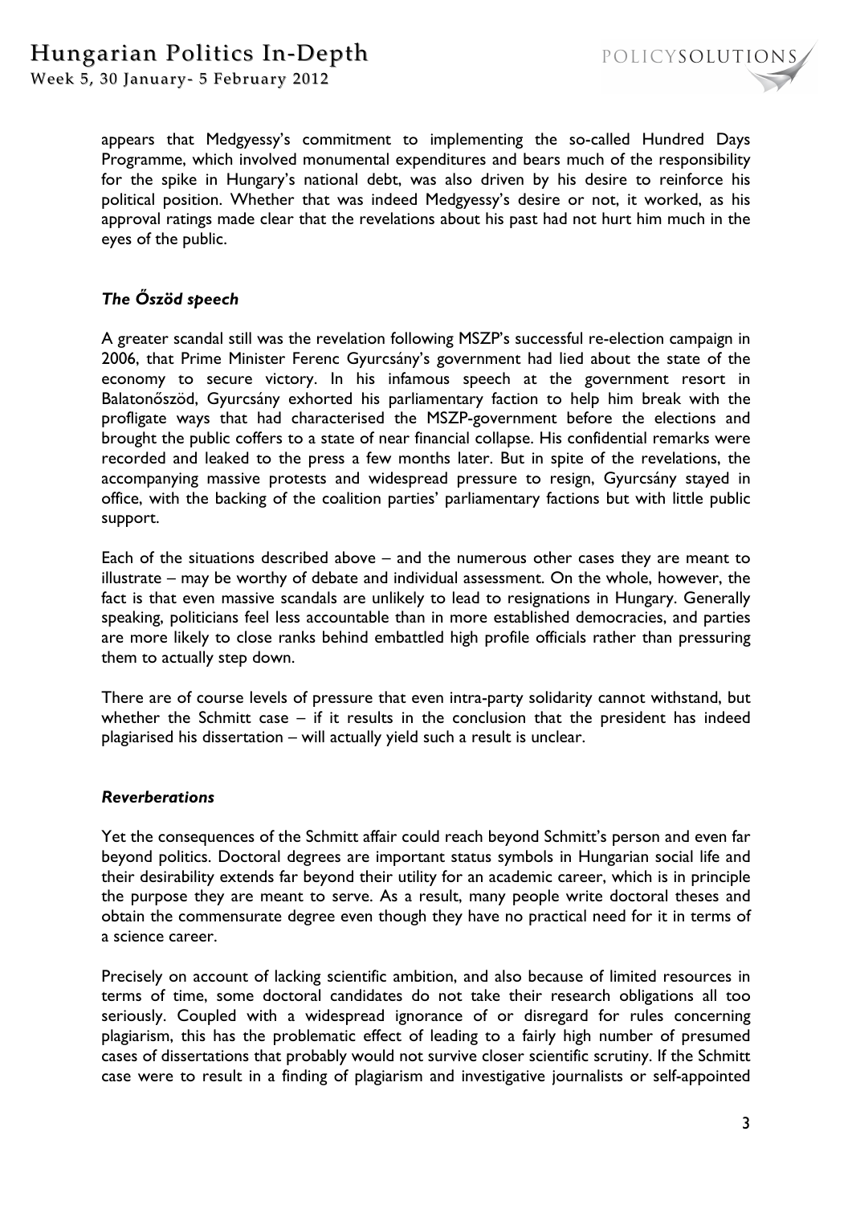appears that Medgyessy's commitment to implementing the so-called Hundred Days Programme, which involved monumental expenditures and bears much of the responsibility for the spike in Hungary's national debt, was also driven by his desire to reinforce his political position. Whether that was indeed Medgyessy's desire or not, it worked, as his approval ratings made clear that the revelations about his past had not hurt him much in the eyes of the public.

### *The Őszöd speech*

A greater scandal still was the revelation following MSZP's successful re-election campaign in 2006, that Prime Minister Ferenc Gyurcsány's government had lied about the state of the economy to secure victory. In his infamous speech at the government resort in Balatonőszöd, Gyurcsány exhorted his parliamentary faction to help him break with the profligate ways that had characterised the MSZP-government before the elections and brought the public coffers to a state of near financial collapse. His confidential remarks were recorded and leaked to the press a few months later. But in spite of the revelations, the accompanying massive protests and widespread pressure to resign, Gyurcsány stayed in office, with the backing of the coalition parties' parliamentary factions but with little public support.

Each of the situations described above – and the numerous other cases they are meant to illustrate – may be worthy of debate and individual assessment. On the whole, however, the fact is that even massive scandals are unlikely to lead to resignations in Hungary. Generally speaking, politicians feel less accountable than in more established democracies, and parties are more likely to close ranks behind embattled high profile officials rather than pressuring them to actually step down.

There are of course levels of pressure that even intra-party solidarity cannot withstand, but whether the Schmitt case – if it results in the conclusion that the president has indeed plagiarised his dissertation – will actually yield such a result is unclear.

### *Reverberations*

Yet the consequences of the Schmitt affair could reach beyond Schmitt's person and even far beyond politics. Doctoral degrees are important status symbols in Hungarian social life and their desirability extends far beyond their utility for an academic career, which is in principle the purpose they are meant to serve. As a result, many people write doctoral theses and obtain the commensurate degree even though they have no practical need for it in terms of a science career.

Precisely on account of lacking scientific ambition, and also because of limited resources in terms of time, some doctoral candidates do not take their research obligations all too seriously. Coupled with a widespread ignorance of or disregard for rules concerning plagiarism, this has the problematic effect of leading to a fairly high number of presumed cases of dissertations that probably would not survive closer scientific scrutiny. If the Schmitt case were to result in a finding of plagiarism and investigative journalists or self-appointed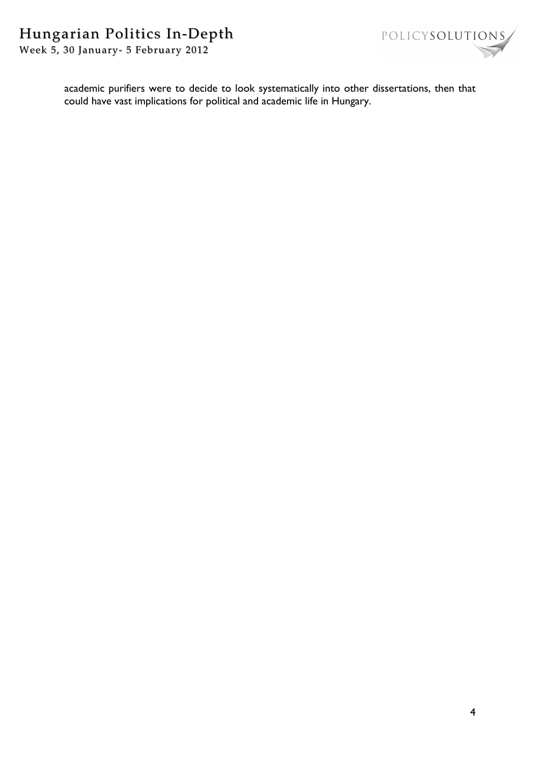academic purifiers were to decide to look systematically into other dissertations, then that could have vast implications for political and academic life in Hungary.